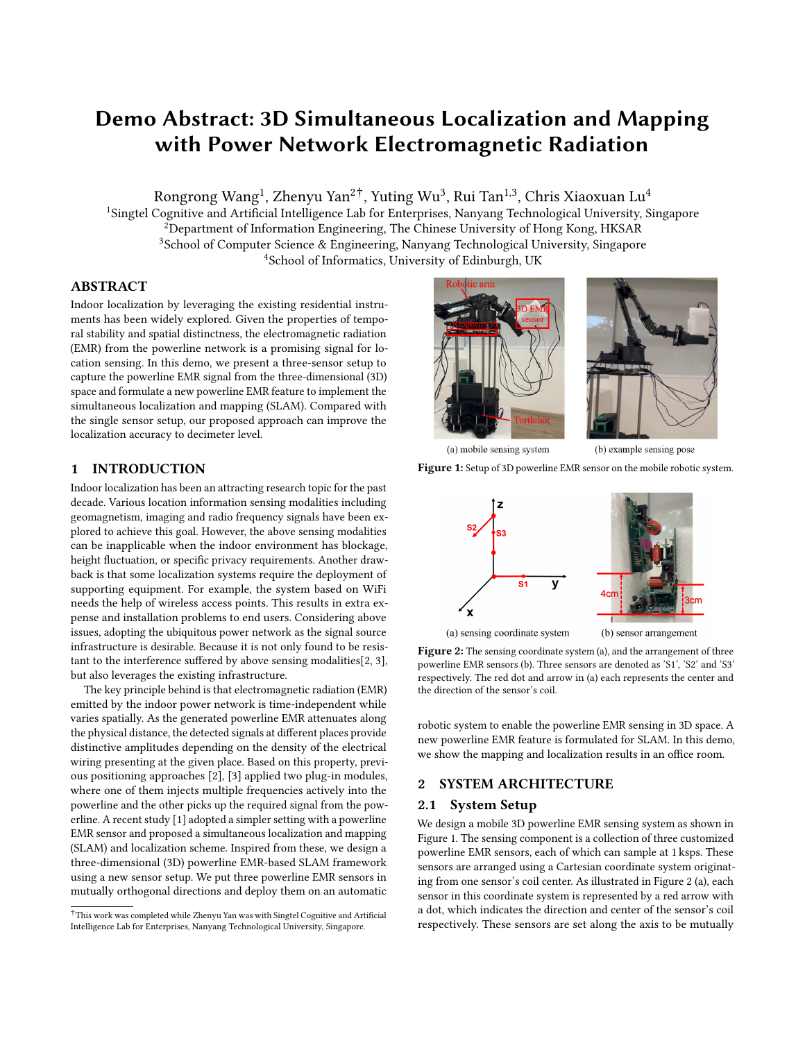# Demo Abstract: 3D Simultaneous Localization and Mapping with Power Network Electromagnetic Radiation

Rongrong Wang[1], Zhenyu Yan[2†], Yuting Wu[3], Rui Tan[1,3], Chris Xiaoxuan Lu[4]

[1]Singtel Cognitive and Artificial Intelligence Lab for Enterprises, Nanyang Technological University, Singapore
[2]Department of Information Engineering, The Chinese University of Hong Kong, HKSAR
[3]School of Computer Science & Engineering, Nanyang Technological University, Singapore
[4]School of Informatics, University of Edinburgh, UK

## ABSTRACT

Indoor localization by leveraging the existing residential instruments has been widely explored. Given the properties of temporal stability and spatial distinctness, the electromagnetic radiation (EMR) from the powerline network is a promising signal for location sensing. In this demo, we present a three-sensor setup to capture the powerline EMR signal from the three-dimensional (3D) space and formulate a new powerline EMR feature to implement the simultaneous localization and mapping (SLAM). Compared with the single sensor setup, our proposed approach can improve the localization accuracy to decimeter level.

## 1 INTRODUCTION

Indoor localization has been an attracting research topic for the past decade. Various location information sensing modalities including geomagnetism, imaging and radio frequency signals have been explored to achieve this goal. However, the above sensing modalities can be inapplicable when the indoor environment has blockage, height fluctuation, or specific privacy requirements. Another drawback is that some localization systems require the deployment of supporting equipment. For example, the system based on WiFi needs the help of wireless access points. This results in extra expense and installation problems to end users. Considering above issues, adopting the ubiquitous power network as the signal source infrastructure is desirable. Because it is not only found to be resistant to the interference suffered by above sensing modalities[2, 3], but also leverages the existing infrastructure.

The key principle behind is that electromagnetic radiation (EMR) emitted by the indoor power network is time-independent while varies spatially. As the generated powerline EMR attenuates along the physical distance, the detected signals at different places provide distinctive amplitudes depending on the density of the electrical wiring presenting at the given place. Based on this property, previous positioning approaches [2], [3] applied two plug-in modules, where one of them injects multiple frequencies actively into the powerline and the other picks up the required signal from the powerline. A recent study [1] adopted a simpler setting with a powerline EMR sensor and proposed a simultaneous localization and mapping (SLAM) and localization scheme. Inspired from these, we design a three-dimensional (3D) powerline EMR-based SLAM framework using a new sensor setup. We put three powerline EMR sensors in mutually orthogonal directions and deploy them on an automatic robotic system to enable the powerline EMR sensing in 3D space. A new powerline EMR feature is formulated for SLAM. In this demo, we show the mapping and localization results in an office room.

(a) mobile sensing system (b) example sensing pose

**Figure 1:** Setup of 3D powerline EMR sensor on the mobile robotic system.

(a) sensing coordinate system (b) sensor arrangement

**Figure 2:** The sensing coordinate system (a), and the arrangement of three powerline EMR sensors (b). Three sensors are denoted as 'S1', 'S2' and 'S3' respectively. The red dot and arrow in (a) each represents the center and the direction of the sensor's coil.

## 2 SYSTEM ARCHITECTURE

### 2.1 System Setup

We design a mobile 3D powerline EMR sensing system as shown in Figure 1. The sensing component is a collection of three customized powerline EMR sensors, each of which can sample at 1 ksps. These sensors are arranged using a Cartesian coordinate system originating from one sensor's coil center. As illustrated in Figure 2 (a), each sensor in this coordinate system is represented by a red arrow with a dot, which indicates the direction and center of the sensor's coil respectively. These sensors are set along the axis to be mutually

†This work was completed while Zhenyu Yan was with Singtel Cognitive and Artificial Intelligence Lab for Enterprises, Nanyang Technological University, Singapore.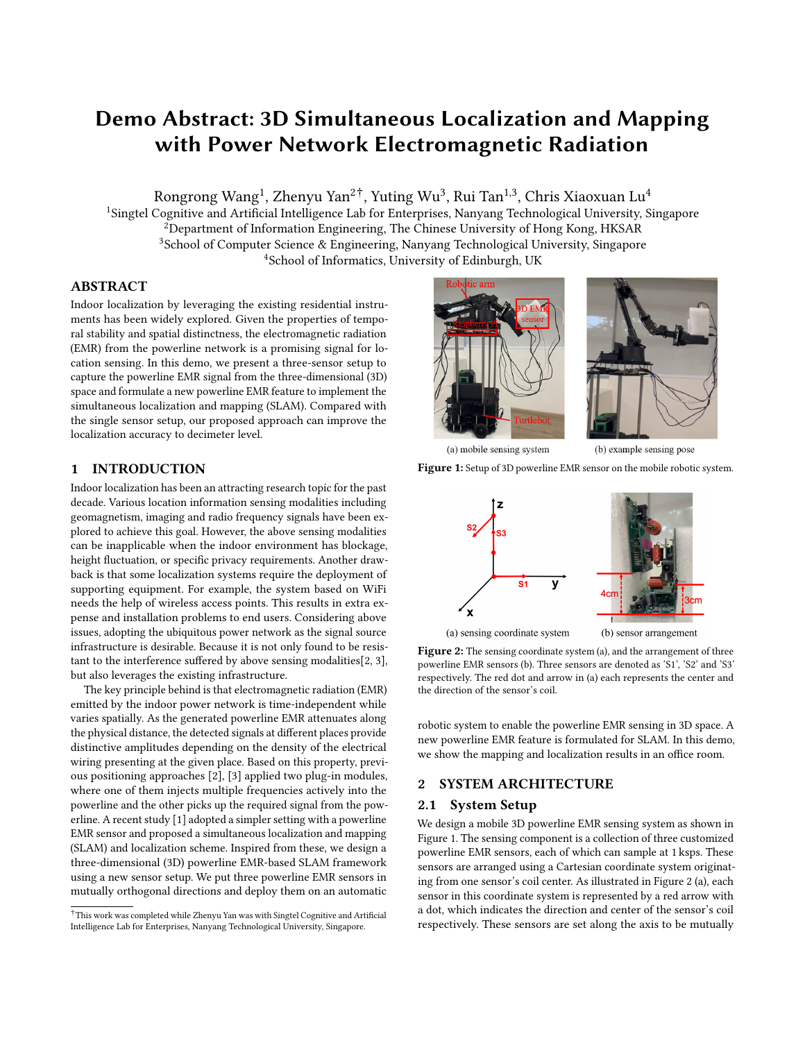# Demo Abstract: 3D Simultaneous Localization and Mapping with Power Network Electromagnetic Radiation

Rongrong Wang[1], Zhenyu Yan[2†], Yuting Wu[3], Rui Tan[1,3], Chris Xiaoxuan Lu[4]

[1]Singtel Cognitive and Artificial Intelligence Lab for Enterprises, Nanyang Technological University, Singapore
[2]Department of Information Engineering, The Chinese University of Hong Kong, HKSAR
[3]School of Computer Science & Engineering, Nanyang Technological University, Singapore
[4]School of Informatics, University of Edinburgh, UK

## ABSTRACT

Indoor localization by leveraging the existing residential instruments has been widely explored. Given the properties of temporal stability and spatial distinctness, the electromagnetic radiation (EMR) from the powerline network is a promising signal for location sensing. In this demo, we present a three-sensor setup to capture the powerline EMR signal from the three-dimensional (3D) space and formulate a new powerline EMR feature to implement the simultaneous localization and mapping (SLAM). Compared with the single sensor setup, our proposed approach can improve the localization accuracy to decimeter level.

## 1 INTRODUCTION

Indoor localization has been an attracting research topic for the past decade. Various location information sensing modalities including geomagnetism, imaging and radio frequency signals have been explored to achieve this goal. However, the above sensing modalities can be inapplicable when the indoor environment has blockage, height fluctuation, or specific privacy requirements. Another drawback is that some localization systems require the deployment of supporting equipment. For example, the system based on WiFi needs the help of wireless access points. This results in extra expense and installation problems to end users. Considering above issues, adopting the ubiquitous power network as the signal source infrastructure is desirable. Because it is not only found to be resistant to the interference suffered by above sensing modalities[2, 3], but also leverages the existing infrastructure.

The key principle behind is that electromagnetic radiation (EMR) emitted by the indoor power network is time-independent while varies spatially. As the generated powerline EMR attenuates along the physical distance, the detected signals at different places provide distinctive amplitudes depending on the density of the electrical wiring presenting at the given place. Based on this property, previous positioning approaches [2], [3] applied two plug-in modules, where one of them injects multiple frequencies actively into the powerline and the other picks up the required signal from the powerline. A recent study [1] adopted a simpler setting with a powerline EMR sensor and proposed a simultaneous localization and mapping (SLAM) and localization scheme. Inspired from these, we design a three-dimensional (3D) powerline EMR-based SLAM framework using a new sensor setup. We put three powerline EMR sensors in mutually orthogonal directions and deploy them on an automatic robotic system to enable the powerline EMR sensing in 3D space. A new powerline EMR feature is formulated for SLAM. In this demo, we show the mapping and localization results in an office room.

Robotic arm
3D EMR sensor
Raspberry Pi
Turtlebot

(a) mobile sensing system (b) example sensing pose

**Figure 1:** Setup of 3D powerline EMR sensor on the mobile robotic system.

z
S2
S3
S1
y
x
4cm
3cm

(a) sensing coordinate system (b) sensor arrangement

**Figure 2:** The sensing coordinate system (a), and the arrangement of three powerline EMR sensors (b). Three sensors are denoted as 'S1', 'S2' and 'S3' respectively. The red dot and arrow in (a) each represents the center and the direction of the sensor's coil.

## 2 SYSTEM ARCHITECTURE

### 2.1 System Setup

We design a mobile 3D powerline EMR sensing system as shown in Figure 1. The sensing component is a collection of three customized powerline EMR sensors, each of which can sample at 1 ksps. These sensors are arranged using a Cartesian coordinate system originating from one sensor's coil center. As illustrated in Figure 2 (a), each sensor in this coordinate system is represented by a red arrow with a dot, which indicates the direction and center of the sensor's coil respectively. These sensors are set along the axis to be mutually

†This work was completed while Zhenyu Yan was with Singtel Cognitive and Artificial Intelligence Lab for Enterprises, Nanyang Technological University, Singapore.